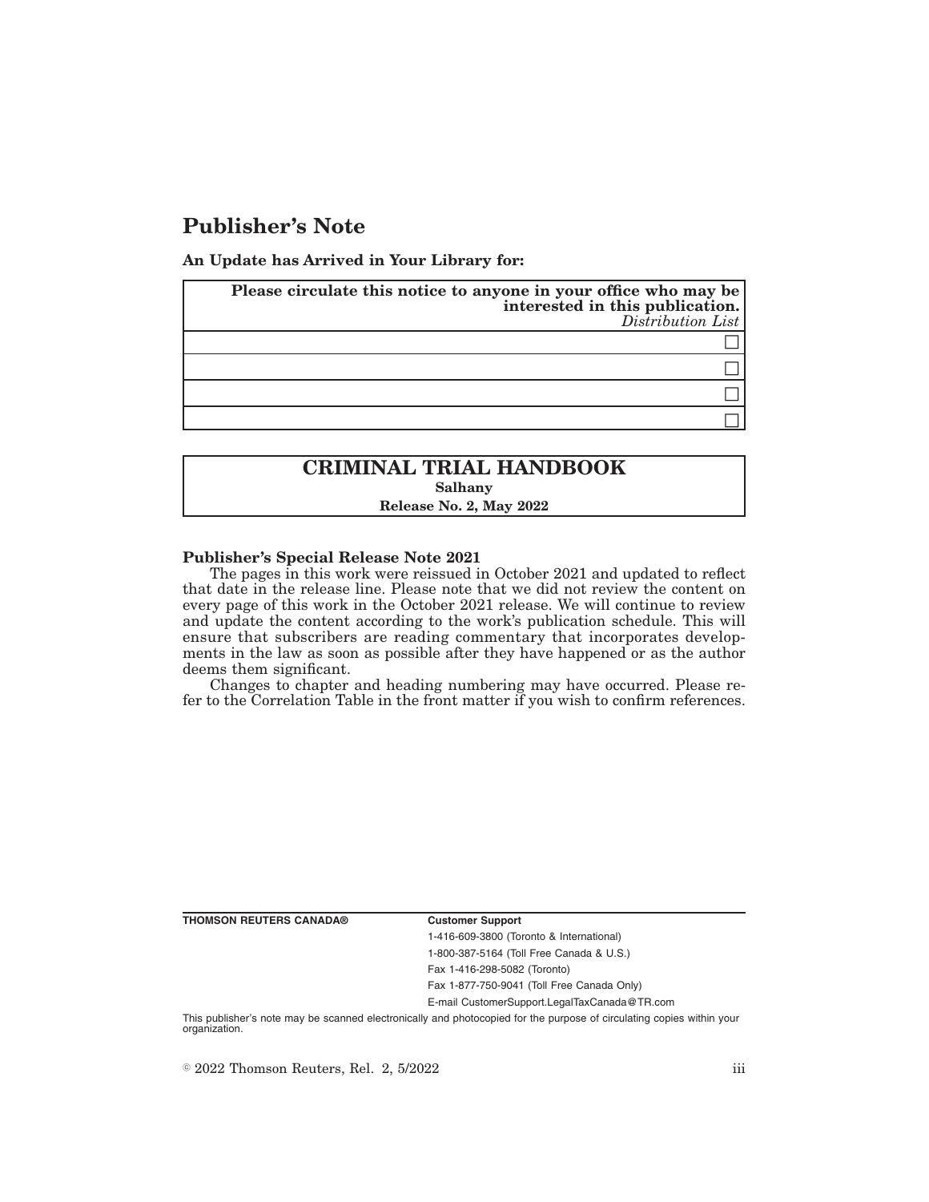# Publisher's Note

**An Update has Arrived in Your Library for:**

| **Please circulate this notice to anyone in your office who may be interested in this publication.** *Distribution List* |
|---|
| ☐ |
| ☐ |
| ☐ |
| ☐ |

| **CRIMINAL TRIAL HANDBOOK** |
|---|
| **Salhany** |
| **Release No. 2, May 2022** |

**Publisher's Special Release Note 2021**

The pages in this work were reissued in October 2021 and updated to reflect that date in the release line. Please note that we did not review the content on every page of this work in the October 2021 release. We will continue to review and update the content according to the work's publication schedule. This will ensure that subscribers are reading commentary that incorporates developments in the law as soon as possible after they have happened or as the author deems them significant.

Changes to chapter and heading numbering may have occurred. Please refer to the Correlation Table in the front matter if you wish to confirm references.

**THOMSON REUTERS CANADA®**

**Customer Support**

1-416-609-3800 (Toronto & International)

1-800-387-5164 (Toll Free Canada & U.S.)

Fax 1-416-298-5082 (Toronto)

Fax 1-877-750-9041 (Toll Free Canada Only)

E-mail CustomerSupport.LegalTaxCanada@TR.com

This publisher's note may be scanned electronically and photocopied for the purpose of circulating copies within your organization.

© 2022 Thomson Reuters, Rel. 2, 5/2022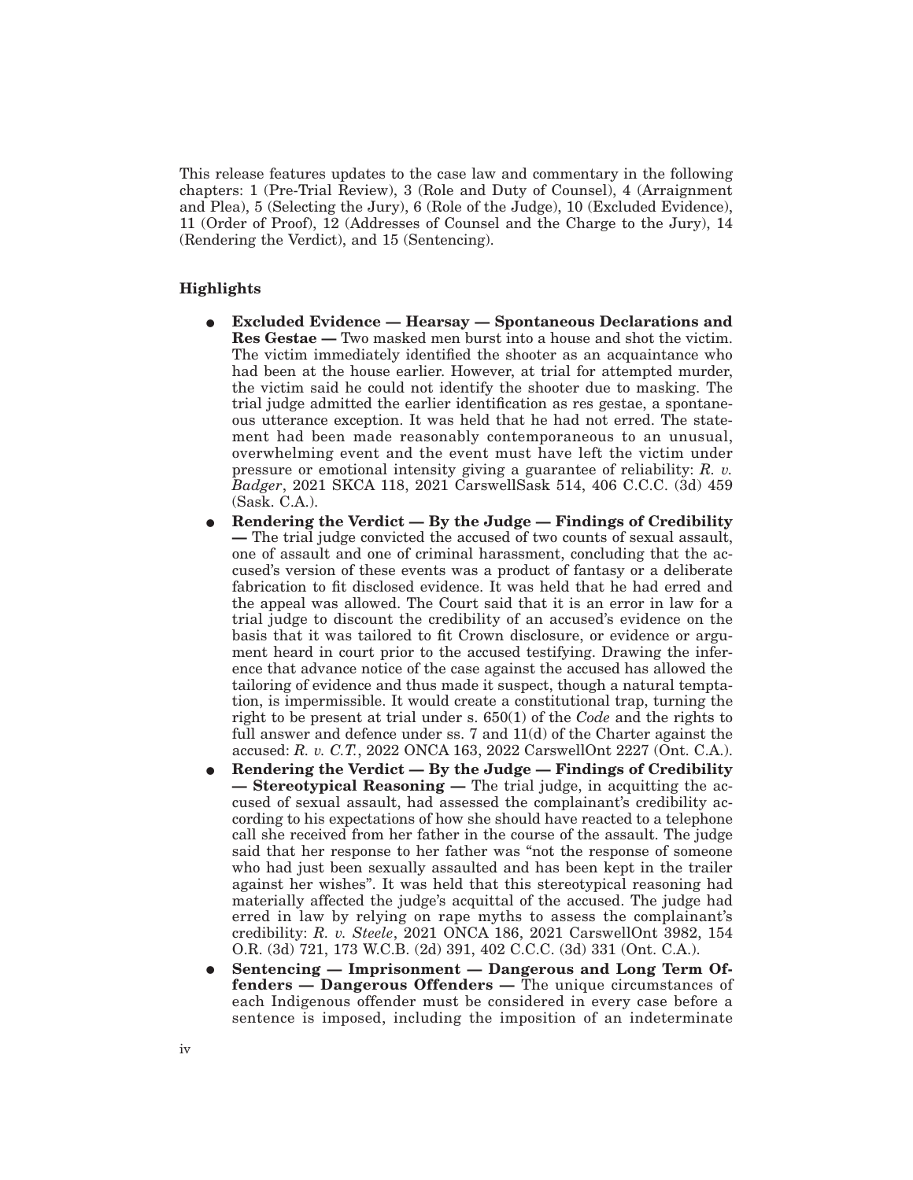This release features updates to the case law and commentary in the following chapters: 1 (Pre-Trial Review), 3 (Role and Duty of Counsel), 4 (Arraignment and Plea), 5 (Selecting the Jury), 6 (Role of the Judge), 10 (Excluded Evidence), 11 (Order of Proof), 12 (Addresses of Counsel and the Charge to the Jury), 14 (Rendering the Verdict), and 15 (Sentencing).

### Highlights

- **Excluded Evidence — Hearsay — Spontaneous Declarations and Res Gestae —** Two masked men burst into a house and shot the victim. The victim immediately identified the shooter as an acquaintance who had been at the house earlier. However, at trial for attempted murder, the victim said he could not identify the shooter due to masking. The trial judge admitted the earlier identification as res gestae, a spontaneous utterance exception. It was held that he had not erred. The statement had been made reasonably contemporaneous to an unusual, overwhelming event and the event must have left the victim under pressure or emotional intensity giving a guarantee of reliability: *R. v. Badger*, 2021 SKCA 118, 2021 CarswellSask 514, 406 C.C.C. (3d) 459 (Sask. C.A.).
- **Rendering the Verdict — By the Judge — Findings of Credibility —** The trial judge convicted the accused of two counts of sexual assault, one of assault and one of criminal harassment, concluding that the accused's version of these events was a product of fantasy or a deliberate fabrication to fit disclosed evidence. It was held that he had erred and the appeal was allowed. The Court said that it is an error in law for a trial judge to discount the credibility of an accused's evidence on the basis that it was tailored to fit Crown disclosure, or evidence or argument heard in court prior to the accused testifying. Drawing the inference that advance notice of the case against the accused has allowed the tailoring of evidence and thus made it suspect, though a natural temptation, is impermissible. It would create a constitutional trap, turning the right to be present at trial under s. 650(1) of the *Code* and the rights to full answer and defence under ss. 7 and 11(d) of the Charter against the accused: *R. v. C.T.*, 2022 ONCA 163, 2022 CarswellOnt 2227 (Ont. C.A.).
- **Rendering the Verdict — By the Judge — Findings of Credibility — Stereotypical Reasoning —** The trial judge, in acquitting the accused of sexual assault, had assessed the complainant's credibility according to his expectations of how she should have reacted to a telephone call she received from her father in the course of the assault. The judge said that her response to her father was "not the response of someone who had just been sexually assaulted and has been kept in the trailer against her wishes". It was held that this stereotypical reasoning had materially affected the judge's acquittal of the accused. The judge had erred in law by relying on rape myths to assess the complainant's credibility: *R. v. Steele*, 2021 ONCA 186, 2021 CarswellOnt 3982, 154 O.R. (3d) 721, 173 W.C.B. (2d) 391, 402 C.C.C. (3d) 331 (Ont. C.A.).
- **Sentencing — Imprisonment — Dangerous and Long Term Offenders — Dangerous Offenders —** The unique circumstances of each Indigenous offender must be considered in every case before a sentence is imposed, including the imposition of an indeterminate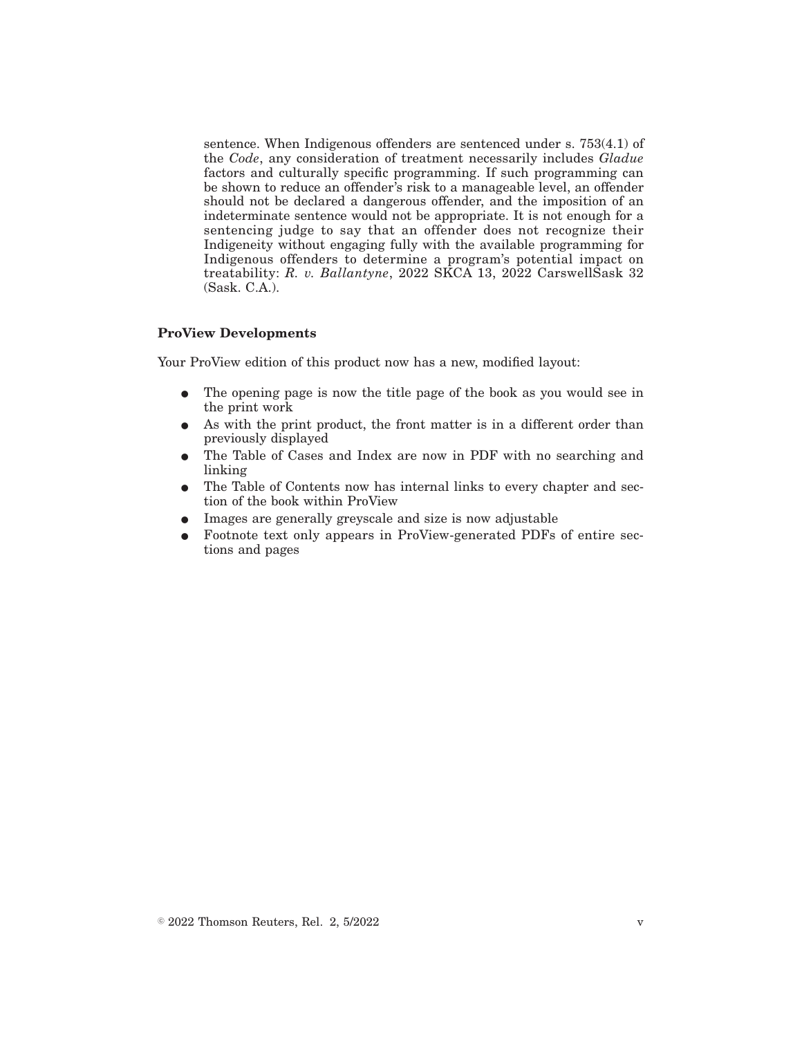sentence. When Indigenous offenders are sentenced under s. 753(4.1) of the *Code*, any consideration of treatment necessarily includes *Gladue* factors and culturally specific programming. If such programming can be shown to reduce an offender's risk to a manageable level, an offender should not be declared a dangerous offender, and the imposition of an indeterminate sentence would not be appropriate. It is not enough for a sentencing judge to say that an offender does not recognize their Indigeneity without engaging fully with the available programming for Indigenous offenders to determine a program's potential impact on treatability: *R. v. Ballantyne*, 2022 SKCA 13, 2022 CarswellSask 32 (Sask. C.A.).

**ProView Developments**

Your ProView edition of this product now has a new, modified layout:

- The opening page is now the title page of the book as you would see in the print work
- As with the print product, the front matter is in a different order than previously displayed
- The Table of Cases and Index are now in PDF with no searching and linking
- The Table of Contents now has internal links to every chapter and section of the book within ProView
- Images are generally greyscale and size is now adjustable
- Footnote text only appears in ProView-generated PDFs of entire sections and pages